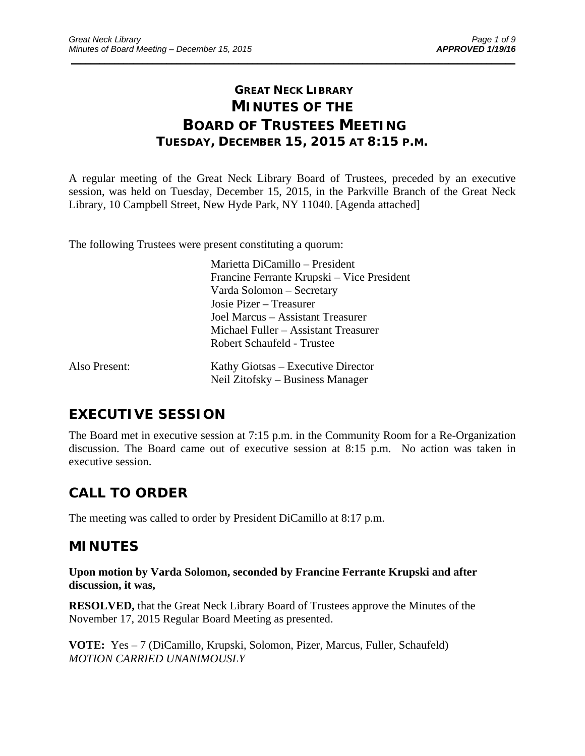# GREAT NECK LIBRARY
# MINUTES OF THE
# BOARD OF TRUSTEES MEETING
## TUESDAY, DECEMBER 15, 2015 AT 8:15 P.M.

A regular meeting of the Great Neck Library Board of Trustees, preceded by an executive session, was held on Tuesday, December 15, 2015, in the Parkville Branch of the Great Neck Library, 10 Campbell Street, New Hyde Park, NY 11040. [Agenda attached]

The following Trustees were present constituting a quorum:

Marietta DiCamillo – President
Francine Ferrante Krupski – Vice President
Varda Solomon – Secretary
Josie Pizer – Treasurer
Joel Marcus – Assistant Treasurer
Michael Fuller – Assistant Treasurer
Robert Schaufeld - Trustee

Also Present:
Kathy Giotsas – Executive Director
Neil Zitofsky – Business Manager

## EXECUTIVE SESSION

The Board met in executive session at 7:15 p.m. in the Community Room for a Re-Organization discussion. The Board came out of executive session at 8:15 p.m. No action was taken in executive session.

## CALL TO ORDER

The meeting was called to order by President DiCamillo at 8:17 p.m.

## MINUTES

**Upon motion by Varda Solomon, seconded by Francine Ferrante Krupski and after discussion, it was,**

**RESOLVED,** that the Great Neck Library Board of Trustees approve the Minutes of the November 17, 2015 Regular Board Meeting as presented.

**VOTE:** Yes – 7 (DiCamillo, Krupski, Solomon, Pizer, Marcus, Fuller, Schaufeld)
*MOTION CARRIED UNANIMOUSLY*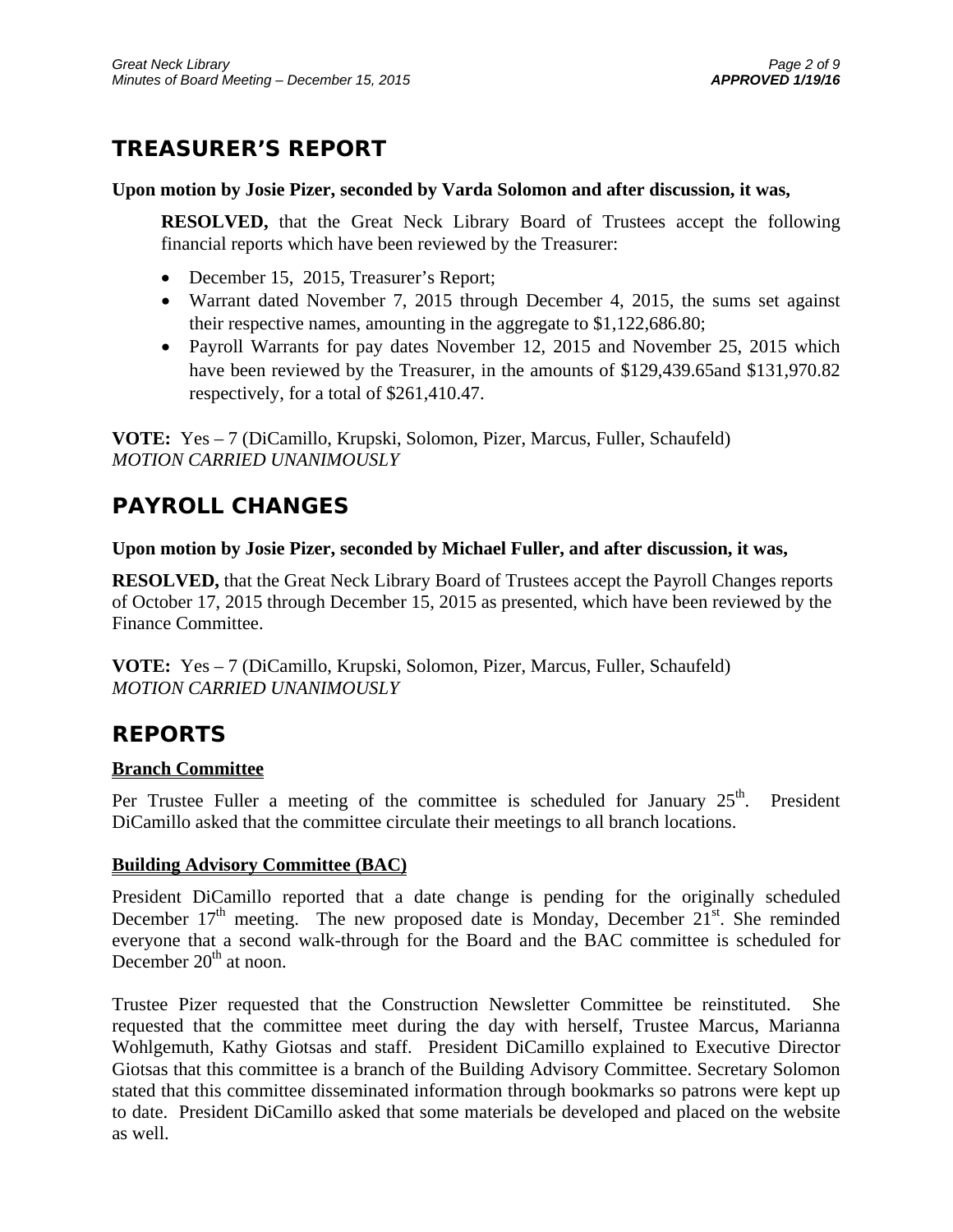## TREASURER'S REPORT

**Upon motion by Josie Pizer, seconded by Varda Solomon and after discussion, it was,**

> **RESOLVED,** that the Great Neck Library Board of Trustees accept the following financial reports which have been reviewed by the Treasurer:
>
> - December 15, 2015, Treasurer's Report;
> - Warrant dated November 7, 2015 through December 4, 2015, the sums set against their respective names, amounting in the aggregate to $1,122,686.80;
> - Payroll Warrants for pay dates November 12, 2015 and November 25, 2015 which have been reviewed by the Treasurer, in the amounts of $129,439.65and $131,970.82 respectively, for a total of $261,410.47.

**VOTE:** Yes – 7 (DiCamillo, Krupski, Solomon, Pizer, Marcus, Fuller, Schaufeld)
*MOTION CARRIED UNANIMOUSLY*

## PAYROLL CHANGES

**Upon motion by Josie Pizer, seconded by Michael Fuller, and after discussion, it was,**

**RESOLVED,** that the Great Neck Library Board of Trustees accept the Payroll Changes reports of October 17, 2015 through December 15, 2015 as presented, which have been reviewed by the Finance Committee.

**VOTE:** Yes – 7 (DiCamillo, Krupski, Solomon, Pizer, Marcus, Fuller, Schaufeld)
*MOTION CARRIED UNANIMOUSLY*

## REPORTS

### Branch Committee

Per Trustee Fuller a meeting of the committee is scheduled for January 25th. President DiCamillo asked that the committee circulate their meetings to all branch locations.

### Building Advisory Committee (BAC)

President DiCamillo reported that a date change is pending for the originally scheduled December 17th meeting. The new proposed date is Monday, December 21st. She reminded everyone that a second walk-through for the Board and the BAC committee is scheduled for December 20th at noon.

Trustee Pizer requested that the Construction Newsletter Committee be reinstituted. She requested that the committee meet during the day with herself, Trustee Marcus, Marianna Wohlgemuth, Kathy Giotsas and staff. President DiCamillo explained to Executive Director Giotsas that this committee is a branch of the Building Advisory Committee. Secretary Solomon stated that this committee disseminated information through bookmarks so patrons were kept up to date. President DiCamillo asked that some materials be developed and placed on the website as well.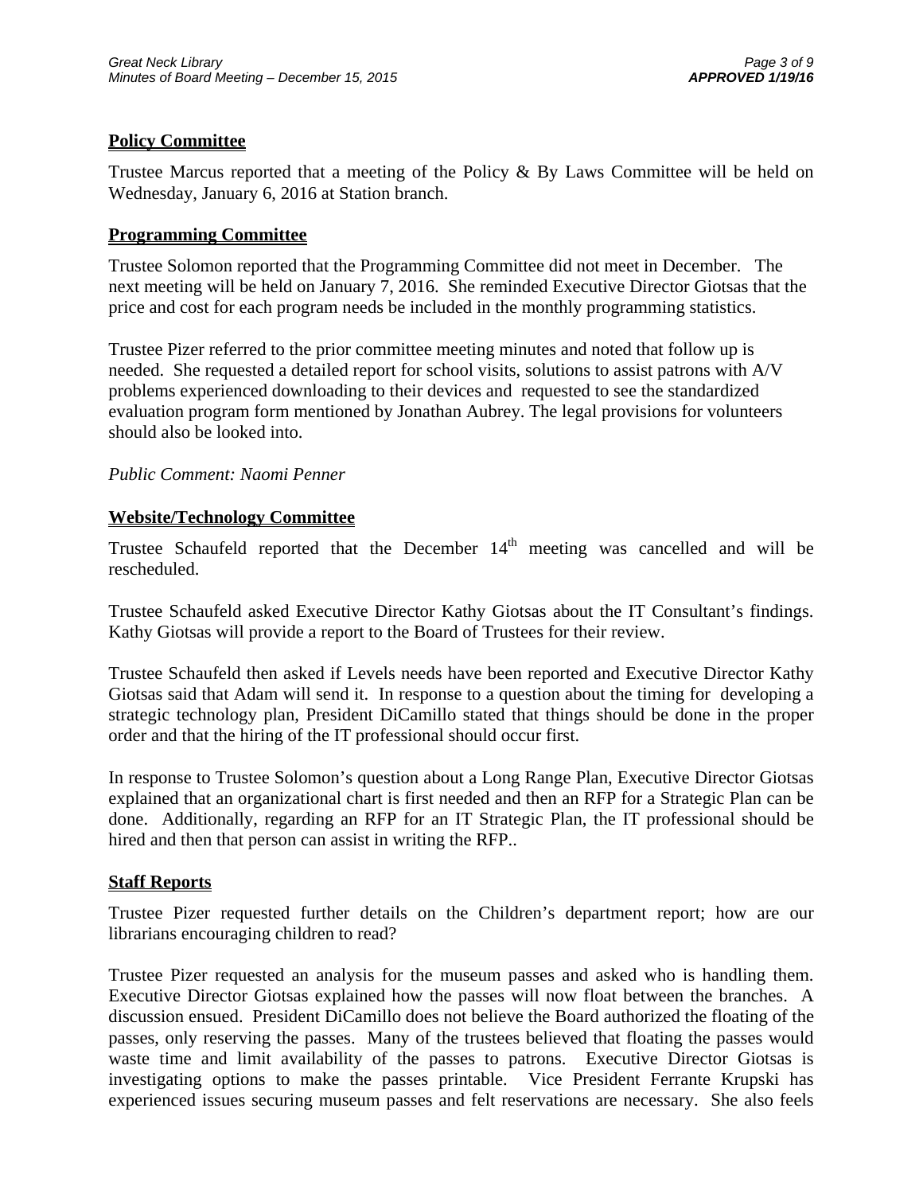## Policy Committee

Trustee Marcus reported that a meeting of the Policy & By Laws Committee will be held on Wednesday, January 6, 2016 at Station branch.

## Programming Committee

Trustee Solomon reported that the Programming Committee did not meet in December. The next meeting will be held on January 7, 2016. She reminded Executive Director Giotsas that the price and cost for each program needs be included in the monthly programming statistics.

Trustee Pizer referred to the prior committee meeting minutes and noted that follow up is needed. She requested a detailed report for school visits, solutions to assist patrons with A/V problems experienced downloading to their devices and requested to see the standardized evaluation program form mentioned by Jonathan Aubrey. The legal provisions for volunteers should also be looked into.

*Public Comment: Naomi Penner*

## Website/Technology Committee

Trustee Schaufeld reported that the December 14th meeting was cancelled and will be rescheduled.

Trustee Schaufeld asked Executive Director Kathy Giotsas about the IT Consultant's findings. Kathy Giotsas will provide a report to the Board of Trustees for their review.

Trustee Schaufeld then asked if Levels needs have been reported and Executive Director Kathy Giotsas said that Adam will send it. In response to a question about the timing for developing a strategic technology plan, President DiCamillo stated that things should be done in the proper order and that the hiring of the IT professional should occur first.

In response to Trustee Solomon's question about a Long Range Plan, Executive Director Giotsas explained that an organizational chart is first needed and then an RFP for a Strategic Plan can be done. Additionally, regarding an RFP for an IT Strategic Plan, the IT professional should be hired and then that person can assist in writing the RFP..

## Staff Reports

Trustee Pizer requested further details on the Children's department report; how are our librarians encouraging children to read?

Trustee Pizer requested an analysis for the museum passes and asked who is handling them. Executive Director Giotsas explained how the passes will now float between the branches. A discussion ensued. President DiCamillo does not believe the Board authorized the floating of the passes, only reserving the passes. Many of the trustees believed that floating the passes would waste time and limit availability of the passes to patrons. Executive Director Giotsas is investigating options to make the passes printable. Vice President Ferrante Krupski has experienced issues securing museum passes and felt reservations are necessary. She also feels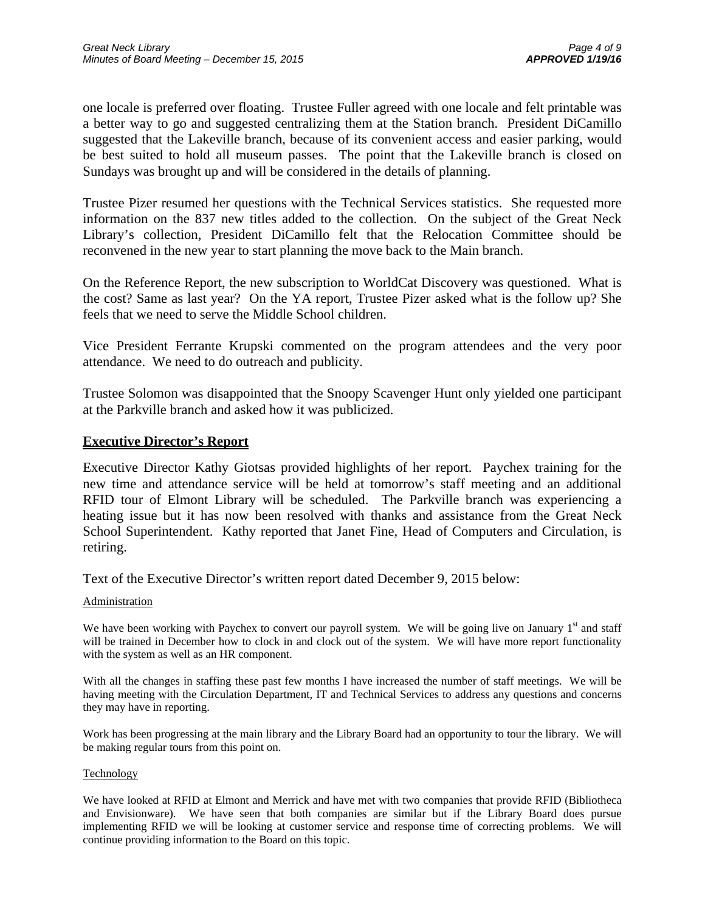one locale is preferred over floating. Trustee Fuller agreed with one locale and felt printable was a better way to go and suggested centralizing them at the Station branch. President DiCamillo suggested that the Lakeville branch, because of its convenient access and easier parking, would be best suited to hold all museum passes. The point that the Lakeville branch is closed on Sundays was brought up and will be considered in the details of planning.

Trustee Pizer resumed her questions with the Technical Services statistics. She requested more information on the 837 new titles added to the collection. On the subject of the Great Neck Library's collection, President DiCamillo felt that the Relocation Committee should be reconvened in the new year to start planning the move back to the Main branch.

On the Reference Report, the new subscription to WorldCat Discovery was questioned. What is the cost? Same as last year? On the YA report, Trustee Pizer asked what is the follow up? She feels that we need to serve the Middle School children.

Vice President Ferrante Krupski commented on the program attendees and the very poor attendance. We need to do outreach and publicity.

Trustee Solomon was disappointed that the Snoopy Scavenger Hunt only yielded one participant at the Parkville branch and asked how it was publicized.

## Executive Director's Report

Executive Director Kathy Giotsas provided highlights of her report. Paychex training for the new time and attendance service will be held at tomorrow's staff meeting and an additional RFID tour of Elmont Library will be scheduled. The Parkville branch was experiencing a heating issue but it has now been resolved with thanks and assistance from the Great Neck School Superintendent. Kathy reported that Janet Fine, Head of Computers and Circulation, is retiring.

Text of the Executive Director's written report dated December 9, 2015 below:

Administration

We have been working with Paychex to convert our payroll system. We will be going live on January 1st and staff will be trained in December how to clock in and clock out of the system. We will have more report functionality with the system as well as an HR component.

With all the changes in staffing these past few months I have increased the number of staff meetings. We will be having meeting with the Circulation Department, IT and Technical Services to address any questions and concerns they may have in reporting.

Work has been progressing at the main library and the Library Board had an opportunity to tour the library. We will be making regular tours from this point on.

Technology

We have looked at RFID at Elmont and Merrick and have met with two companies that provide RFID (Bibliotheca and Envisionware). We have seen that both companies are similar but if the Library Board does pursue implementing RFID we will be looking at customer service and response time of correcting problems. We will continue providing information to the Board on this topic.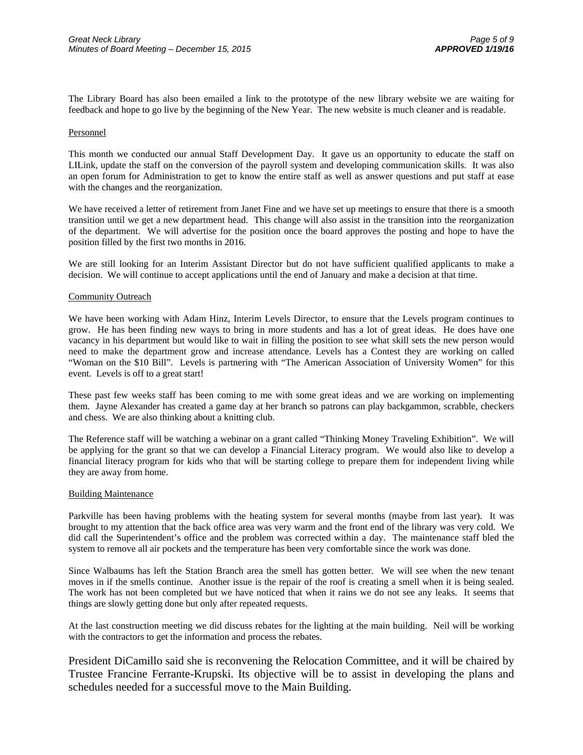The Library Board has also been emailed a link to the prototype of the new library website we are waiting for feedback and hope to go live by the beginning of the New Year. The new website is much cleaner and is readable.

Personnel

This month we conducted our annual Staff Development Day. It gave us an opportunity to educate the staff on LILink, update the staff on the conversion of the payroll system and developing communication skills. It was also an open forum for Administration to get to know the entire staff as well as answer questions and put staff at ease with the changes and the reorganization.

We have received a letter of retirement from Janet Fine and we have set up meetings to ensure that there is a smooth transition until we get a new department head. This change will also assist in the transition into the reorganization of the department. We will advertise for the position once the board approves the posting and hope to have the position filled by the first two months in 2016.

We are still looking for an Interim Assistant Director but do not have sufficient qualified applicants to make a decision. We will continue to accept applications until the end of January and make a decision at that time.

Community Outreach

We have been working with Adam Hinz, Interim Levels Director, to ensure that the Levels program continues to grow. He has been finding new ways to bring in more students and has a lot of great ideas. He does have one vacancy in his department but would like to wait in filling the position to see what skill sets the new person would need to make the department grow and increase attendance. Levels has a Contest they are working on called "Woman on the $10 Bill". Levels is partnering with "The American Association of University Women" for this event. Levels is off to a great start!

These past few weeks staff has been coming to me with some great ideas and we are working on implementing them. Jayne Alexander has created a game day at her branch so patrons can play backgammon, scrabble, checkers and chess. We are also thinking about a knitting club.

The Reference staff will be watching a webinar on a grant called "Thinking Money Traveling Exhibition". We will be applying for the grant so that we can develop a Financial Literacy program. We would also like to develop a financial literacy program for kids who that will be starting college to prepare them for independent living while they are away from home.

Building Maintenance

Parkville has been having problems with the heating system for several months (maybe from last year). It was brought to my attention that the back office area was very warm and the front end of the library was very cold. We did call the Superintendent's office and the problem was corrected within a day. The maintenance staff bled the system to remove all air pockets and the temperature has been very comfortable since the work was done.

Since Walbaums has left the Station Branch area the smell has gotten better. We will see when the new tenant moves in if the smells continue. Another issue is the repair of the roof is creating a smell when it is being sealed. The work has not been completed but we have noticed that when it rains we do not see any leaks. It seems that things are slowly getting done but only after repeated requests.

At the last construction meeting we did discuss rebates for the lighting at the main building. Neil will be working with the contractors to get the information and process the rebates.

President DiCamillo said she is reconvening the Relocation Committee, and it will be chaired by Trustee Francine Ferrante-Krupski. Its objective will be to assist in developing the plans and schedules needed for a successful move to the Main Building.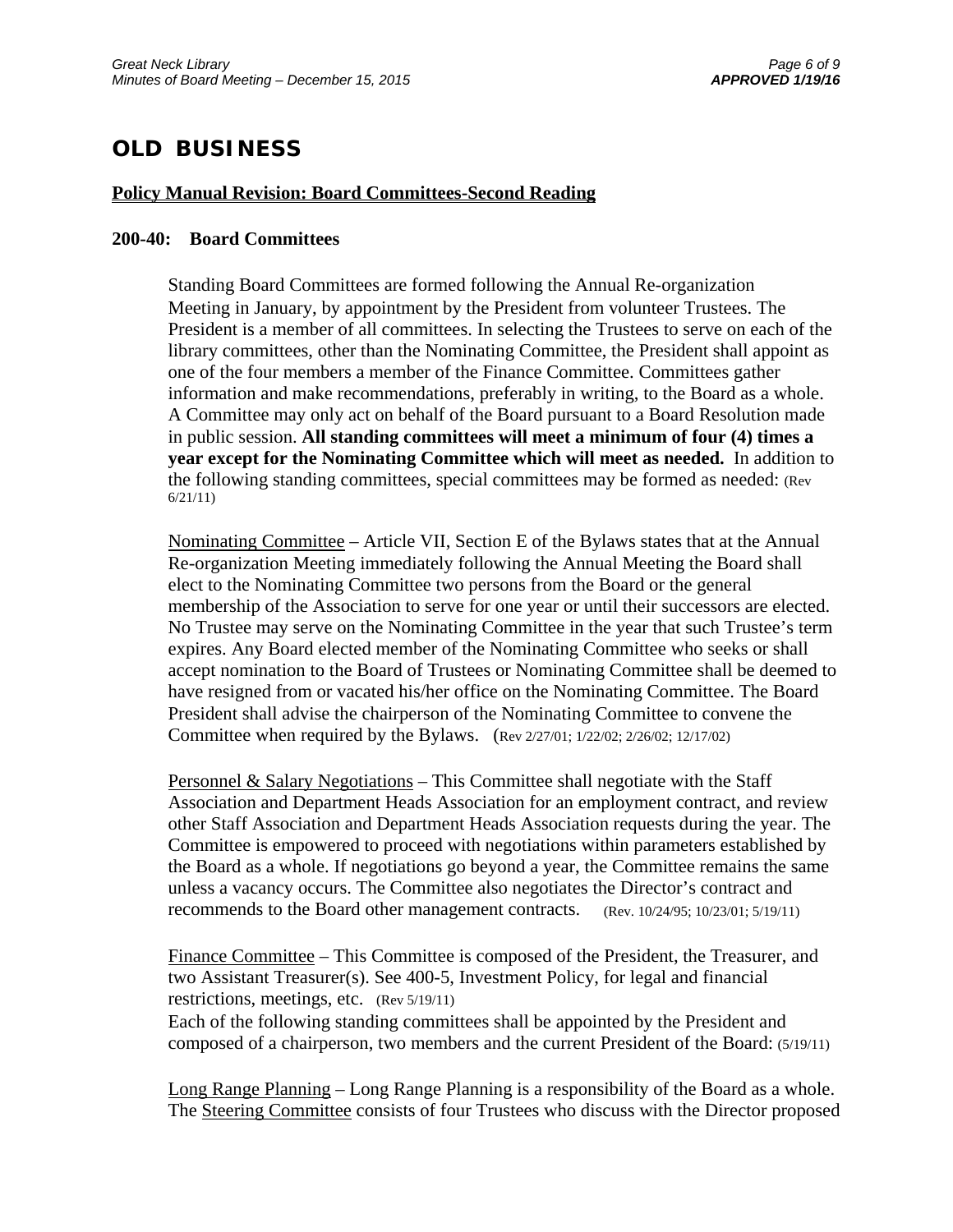# OLD BUSINESS

**Policy Manual Revision: Board Committees-Second Reading**

**200-40: Board Committees**

Standing Board Committees are formed following the Annual Re-organization Meeting in January, by appointment by the President from volunteer Trustees. The President is a member of all committees. In selecting the Trustees to serve on each of the library committees, other than the Nominating Committee, the President shall appoint as one of the four members a member of the Finance Committee. Committees gather information and make recommendations, preferably in writing, to the Board as a whole. A Committee may only act on behalf of the Board pursuant to a Board Resolution made in public session. **All standing committees will meet a minimum of four (4) times a year except for the Nominating Committee which will meet as needed.** In addition to the following standing committees, special committees may be formed as needed: (Rev 6/21/11)

Nominating Committee – Article VII, Section E of the Bylaws states that at the Annual Re-organization Meeting immediately following the Annual Meeting the Board shall elect to the Nominating Committee two persons from the Board or the general membership of the Association to serve for one year or until their successors are elected. No Trustee may serve on the Nominating Committee in the year that such Trustee's term expires. Any Board elected member of the Nominating Committee who seeks or shall accept nomination to the Board of Trustees or Nominating Committee shall be deemed to have resigned from or vacated his/her office on the Nominating Committee. The Board President shall advise the chairperson of the Nominating Committee to convene the Committee when required by the Bylaws. (Rev 2/27/01; 1/22/02; 2/26/02; 12/17/02)

Personnel & Salary Negotiations – This Committee shall negotiate with the Staff Association and Department Heads Association for an employment contract, and review other Staff Association and Department Heads Association requests during the year. The Committee is empowered to proceed with negotiations within parameters established by the Board as a whole. If negotiations go beyond a year, the Committee remains the same unless a vacancy occurs. The Committee also negotiates the Director's contract and recommends to the Board other management contracts. (Rev. 10/24/95; 10/23/01; 5/19/11)

Finance Committee – This Committee is composed of the President, the Treasurer, and two Assistant Treasurer(s). See 400-5, Investment Policy, for legal and financial restrictions, meetings, etc. (Rev 5/19/11)
Each of the following standing committees shall be appointed by the President and composed of a chairperson, two members and the current President of the Board: (5/19/11)

Long Range Planning – Long Range Planning is a responsibility of the Board as a whole. The Steering Committee consists of four Trustees who discuss with the Director proposed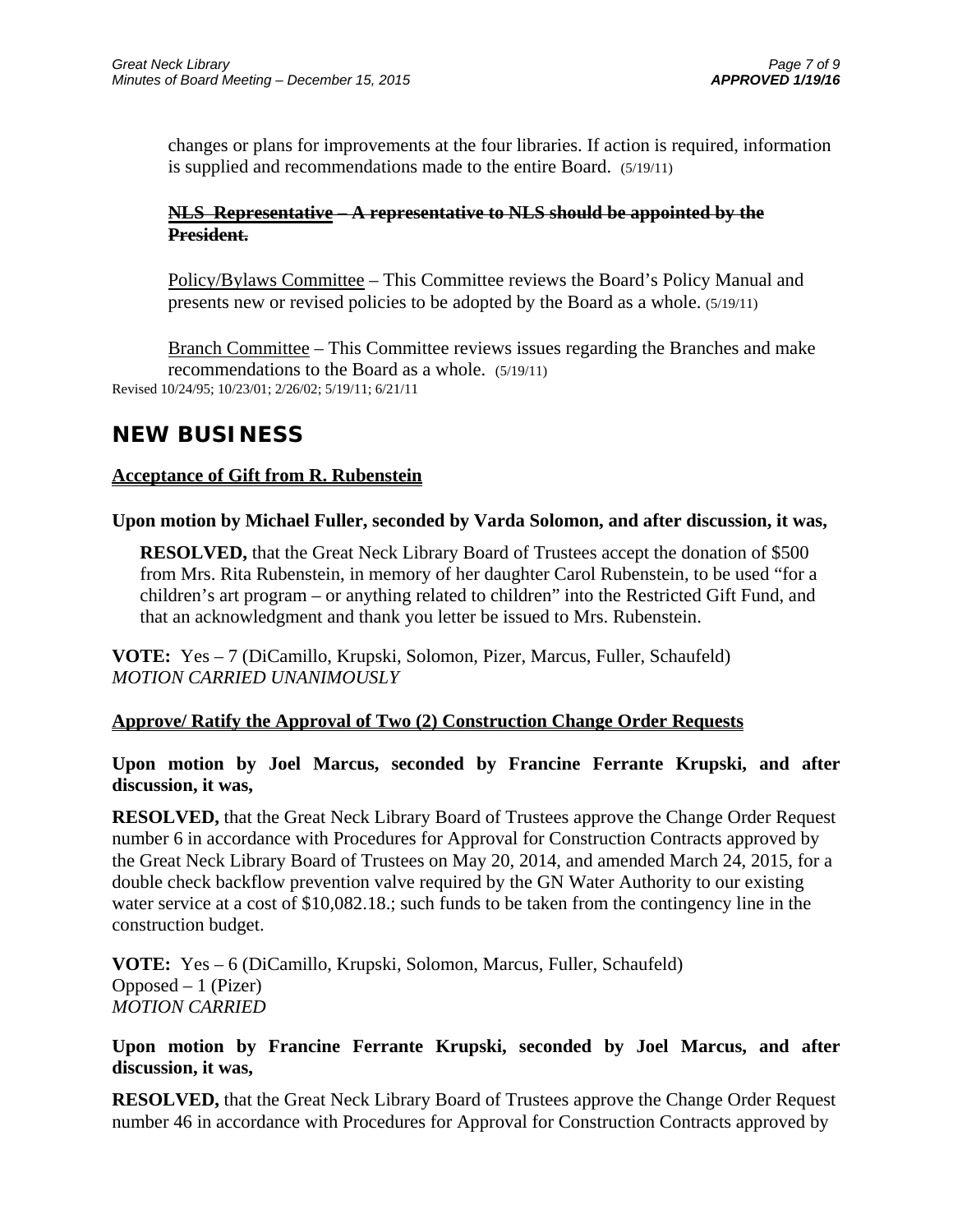changes or plans for improvements at the four libraries. If action is required, information is supplied and recommendations made to the entire Board. (5/19/11)

~~**NLS Representative – A representative to NLS should be appointed by the President.**~~

Policy/Bylaws Committee – This Committee reviews the Board's Policy Manual and presents new or revised policies to be adopted by the Board as a whole. (5/19/11)

Branch Committee – This Committee reviews issues regarding the Branches and make recommendations to the Board as a whole. (5/19/11)

Revised 10/24/95; 10/23/01; 2/26/02; 5/19/11; 6/21/11

## NEW BUSINESS

**Acceptance of Gift from R. Rubenstein**

**Upon motion by Michael Fuller, seconded by Varda Solomon, and after discussion, it was,**

**RESOLVED,** that the Great Neck Library Board of Trustees accept the donation of $500 from Mrs. Rita Rubenstein, in memory of her daughter Carol Rubenstein, to be used "for a children's art program – or anything related to children" into the Restricted Gift Fund, and that an acknowledgment and thank you letter be issued to Mrs. Rubenstein.

**VOTE:** Yes – 7 (DiCamillo, Krupski, Solomon, Pizer, Marcus, Fuller, Schaufeld)
*MOTION CARRIED UNANIMOUSLY*

**Approve/ Ratify the Approval of Two (2) Construction Change Order Requests**

**Upon motion by Joel Marcus, seconded by Francine Ferrante Krupski, and after discussion, it was,**

**RESOLVED,** that the Great Neck Library Board of Trustees approve the Change Order Request number 6 in accordance with Procedures for Approval for Construction Contracts approved by the Great Neck Library Board of Trustees on May 20, 2014, and amended March 24, 2015, for a double check backflow prevention valve required by the GN Water Authority to our existing water service at a cost of $10,082.18.; such funds to be taken from the contingency line in the construction budget.

**VOTE:** Yes – 6 (DiCamillo, Krupski, Solomon, Marcus, Fuller, Schaufeld)
Opposed – 1 (Pizer)
*MOTION CARRIED*

**Upon motion by Francine Ferrante Krupski, seconded by Joel Marcus, and after discussion, it was,**

**RESOLVED,** that the Great Neck Library Board of Trustees approve the Change Order Request number 46 in accordance with Procedures for Approval for Construction Contracts approved by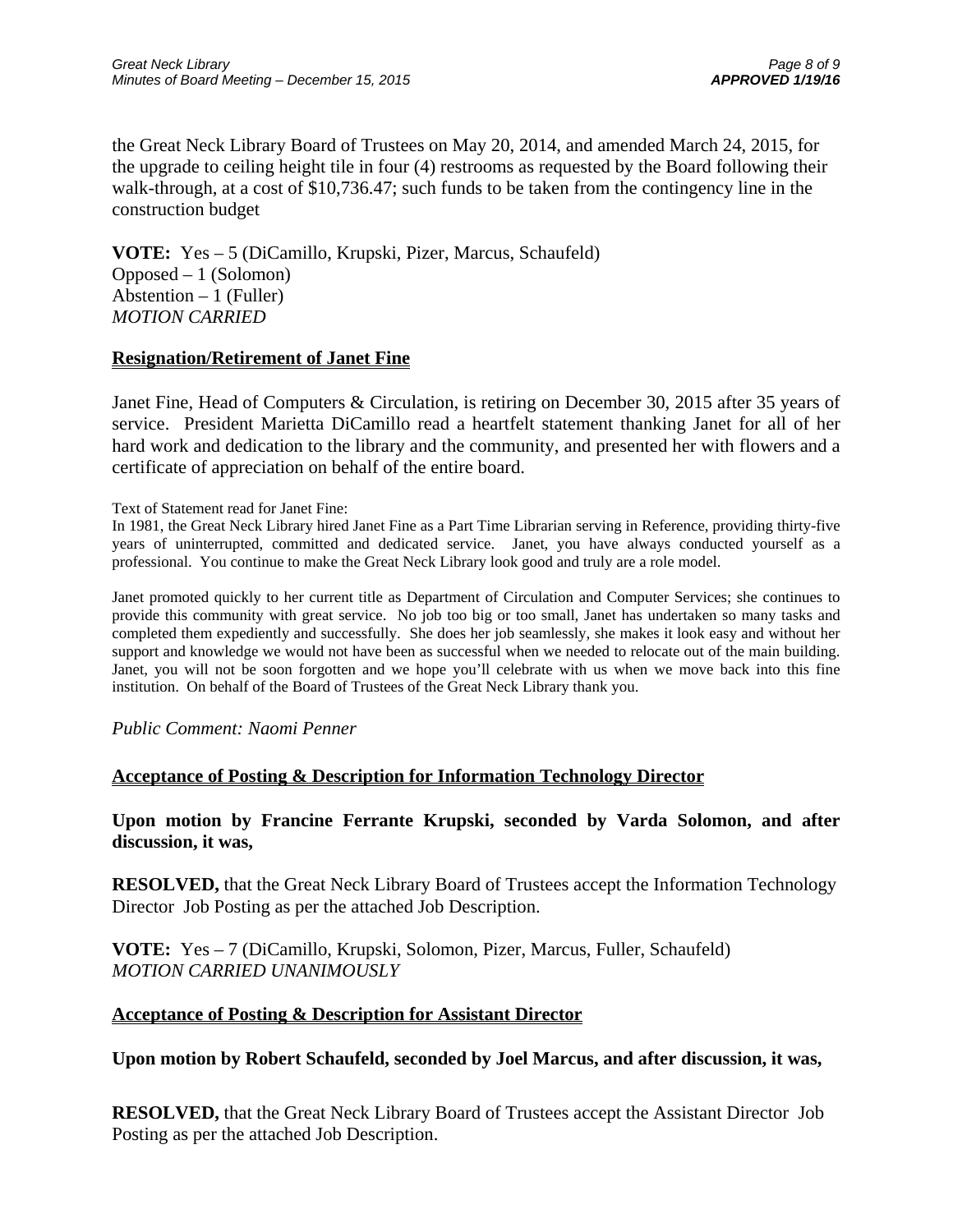the Great Neck Library Board of Trustees on May 20, 2014, and amended March 24, 2015, for the upgrade to ceiling height tile in four (4) restrooms as requested by the Board following their walk-through, at a cost of $10,736.47; such funds to be taken from the contingency line in the construction budget

**VOTE:** Yes – 5 (DiCamillo, Krupski, Pizer, Marcus, Schaufeld)
Opposed – 1 (Solomon)
Abstention – 1 (Fuller)
*MOTION CARRIED*

## Resignation/Retirement of Janet Fine

Janet Fine, Head of Computers & Circulation, is retiring on December 30, 2015 after 35 years of service. President Marietta DiCamillo read a heartfelt statement thanking Janet for all of her hard work and dedication to the library and the community, and presented her with flowers and a certificate of appreciation on behalf of the entire board.

Text of Statement read for Janet Fine:
In 1981, the Great Neck Library hired Janet Fine as a Part Time Librarian serving in Reference, providing thirty-five years of uninterrupted, committed and dedicated service. Janet, you have always conducted yourself as a professional. You continue to make the Great Neck Library look good and truly are a role model.

Janet promoted quickly to her current title as Department of Circulation and Computer Services; she continues to provide this community with great service. No job too big or too small, Janet has undertaken so many tasks and completed them expediently and successfully. She does her job seamlessly, she makes it look easy and without her support and knowledge we would not have been as successful when we needed to relocate out of the main building. Janet, you will not be soon forgotten and we hope you'll celebrate with us when we move back into this fine institution. On behalf of the Board of Trustees of the Great Neck Library thank you.

*Public Comment: Naomi Penner*

## Acceptance of Posting & Description for Information Technology Director

**Upon motion by Francine Ferrante Krupski, seconded by Varda Solomon, and after discussion, it was,**

**RESOLVED,** that the Great Neck Library Board of Trustees accept the Information Technology Director Job Posting as per the attached Job Description.

**VOTE:** Yes – 7 (DiCamillo, Krupski, Solomon, Pizer, Marcus, Fuller, Schaufeld)
*MOTION CARRIED UNANIMOUSLY*

## Acceptance of Posting & Description for Assistant Director

**Upon motion by Robert Schaufeld, seconded by Joel Marcus, and after discussion, it was,**

**RESOLVED,** that the Great Neck Library Board of Trustees accept the Assistant Director Job Posting as per the attached Job Description.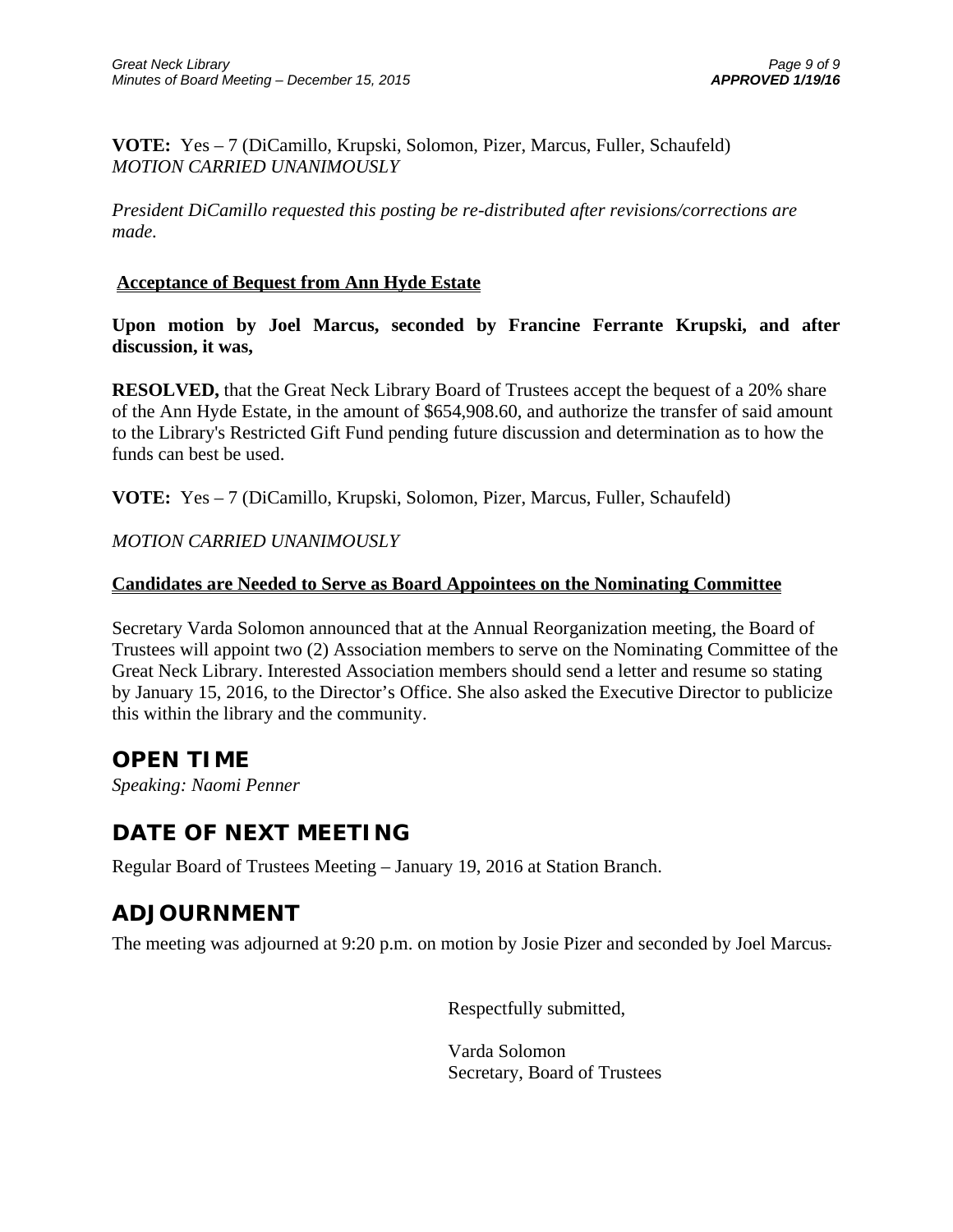**VOTE:** Yes – 7 (DiCamillo, Krupski, Solomon, Pizer, Marcus, Fuller, Schaufeld)
*MOTION CARRIED UNANIMOUSLY*

*President DiCamillo requested this posting be re-distributed after revisions/corrections are made.*

**Acceptance of Bequest from Ann Hyde Estate**

**Upon motion by Joel Marcus, seconded by Francine Ferrante Krupski, and after discussion, it was,**

**RESOLVED,** that the Great Neck Library Board of Trustees accept the bequest of a 20% share of the Ann Hyde Estate, in the amount of $654,908.60, and authorize the transfer of said amount to the Library's Restricted Gift Fund pending future discussion and determination as to how the funds can best be used.

**VOTE:** Yes – 7 (DiCamillo, Krupski, Solomon, Pizer, Marcus, Fuller, Schaufeld)

*MOTION CARRIED UNANIMOUSLY*

**Candidates are Needed to Serve as Board Appointees on the Nominating Committee**

Secretary Varda Solomon announced that at the Annual Reorganization meeting, the Board of Trustees will appoint two (2) Association members to serve on the Nominating Committee of the Great Neck Library. Interested Association members should send a letter and resume so stating by January 15, 2016, to the Director's Office. She also asked the Executive Director to publicize this within the library and the community.

## OPEN TIME

*Speaking: Naomi Penner*

## DATE OF NEXT MEETING

Regular Board of Trustees Meeting – January 19, 2016 at Station Branch.

## ADJOURNMENT

The meeting was adjourned at 9:20 p.m. on motion by Josie Pizer and seconded by Joel Marcus.

Respectfully submitted,

Varda Solomon
Secretary, Board of Trustees